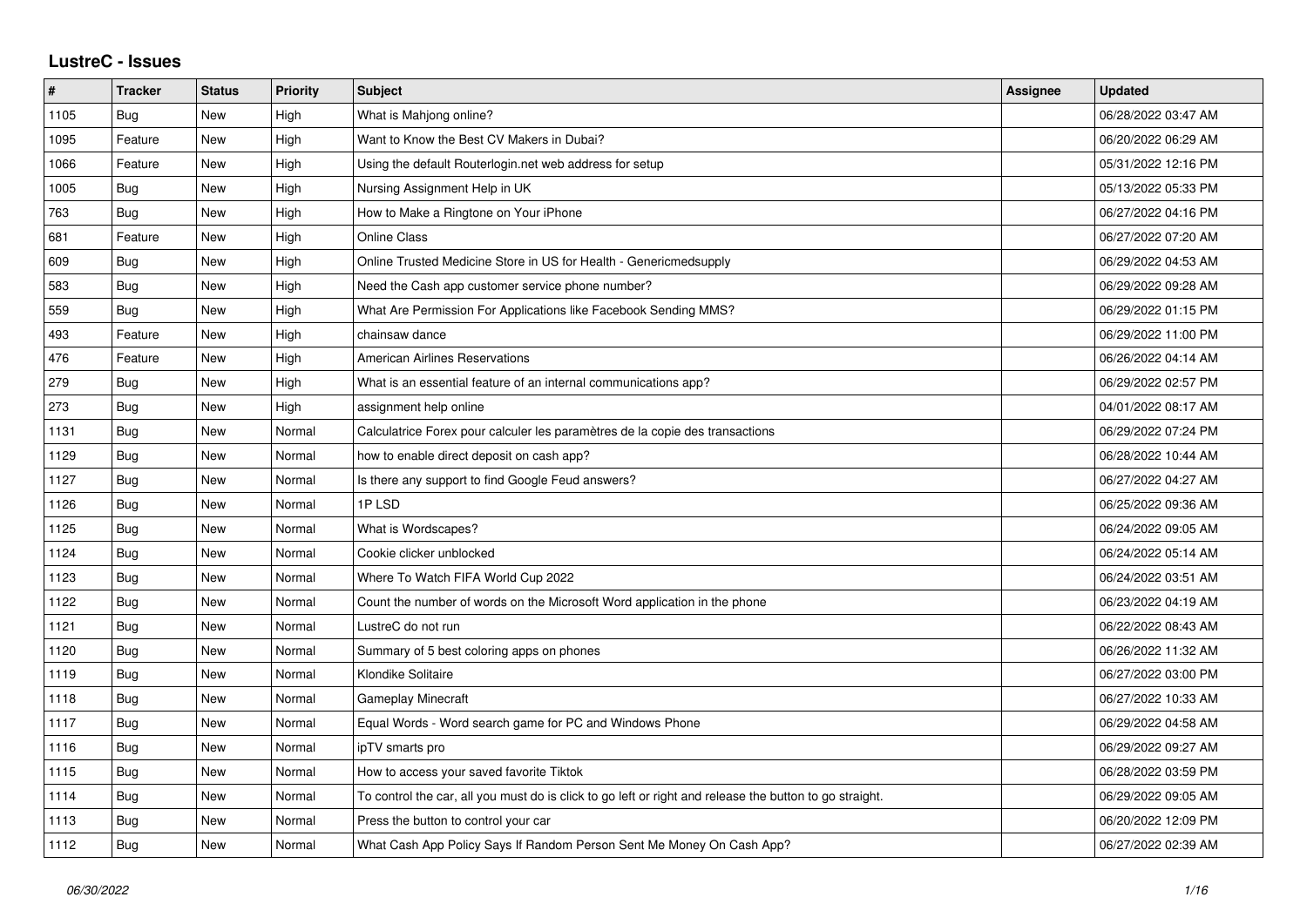# LustreC - Issues

| # | Tracker | Status | Priority | Subject | Assignee | Updated |
|---|---|---|---|---|---|---|
| 1105 | Bug | New | High | What is Mahjong online? | | 06/28/2022 03:47 AM |
| 1095 | Feature | New | High | Want to Know the Best CV Makers in Dubai? | | 06/20/2022 06:29 AM |
| 1066 | Feature | New | High | Using the default Routerlogin.net web address for setup | | 05/31/2022 12:16 PM |
| 1005 | Bug | New | High | Nursing Assignment Help in UK | | 05/13/2022 05:33 PM |
| 763 | Bug | New | High | How to Make a Ringtone on Your iPhone | | 06/27/2022 04:16 PM |
| 681 | Feature | New | High | Online Class | | 06/27/2022 07:20 AM |
| 609 | Bug | New | High | Online Trusted Medicine Store in US for Health - Genericmedsupply | | 06/29/2022 04:53 AM |
| 583 | Bug | New | High | Need the Cash app customer service phone number? | | 06/29/2022 09:28 AM |
| 559 | Bug | New | High | What Are Permission For Applications like Facebook Sending MMS? | | 06/29/2022 01:15 PM |
| 493 | Feature | New | High | chainsaw dance | | 06/29/2022 11:00 PM |
| 476 | Feature | New | High | American Airlines Reservations | | 06/26/2022 04:14 AM |
| 279 | Bug | New | High | What is an essential feature of an internal communications app? | | 06/29/2022 02:57 PM |
| 273 | Bug | New | High | assignment help online | | 04/01/2022 08:17 AM |
| 1131 | Bug | New | Normal | Calculatrice Forex pour calculer les paramètres de la copie des transactions | | 06/29/2022 07:24 PM |
| 1129 | Bug | New | Normal | how to enable direct deposit on cash app? | | 06/28/2022 10:44 AM |
| 1127 | Bug | New | Normal | Is there any support to find Google Feud answers? | | 06/27/2022 04:27 AM |
| 1126 | Bug | New | Normal | 1P LSD | | 06/25/2022 09:36 AM |
| 1125 | Bug | New | Normal | What is Wordscapes? | | 06/24/2022 09:05 AM |
| 1124 | Bug | New | Normal | Cookie clicker unblocked | | 06/24/2022 05:14 AM |
| 1123 | Bug | New | Normal | Where To Watch FIFA World Cup 2022 | | 06/24/2022 03:51 AM |
| 1122 | Bug | New | Normal | Count the number of words on the Microsoft Word application in the phone | | 06/23/2022 04:19 AM |
| 1121 | Bug | New | Normal | LustreC do not run | | 06/22/2022 08:43 AM |
| 1120 | Bug | New | Normal | Summary of 5 best coloring apps on phones | | 06/26/2022 11:32 AM |
| 1119 | Bug | New | Normal | Klondike Solitaire | | 06/27/2022 03:00 PM |
| 1118 | Bug | New | Normal | Gameplay Minecraft | | 06/27/2022 10:33 AM |
| 1117 | Bug | New | Normal | Equal Words - Word search game for PC and Windows Phone | | 06/29/2022 04:58 AM |
| 1116 | Bug | New | Normal | ipTV smarts pro | | 06/29/2022 09:27 AM |
| 1115 | Bug | New | Normal | How to access your saved favorite Tiktok | | 06/28/2022 03:59 PM |
| 1114 | Bug | New | Normal | To control the car, all you must do is click to go left or right and release the button to go straight. | | 06/29/2022 09:05 AM |
| 1113 | Bug | New | Normal | Press the button to control your car | | 06/20/2022 12:09 PM |
| 1112 | Bug | New | Normal | What Cash App Policy Says If Random Person Sent Me Money On Cash App? | | 06/27/2022 02:39 AM |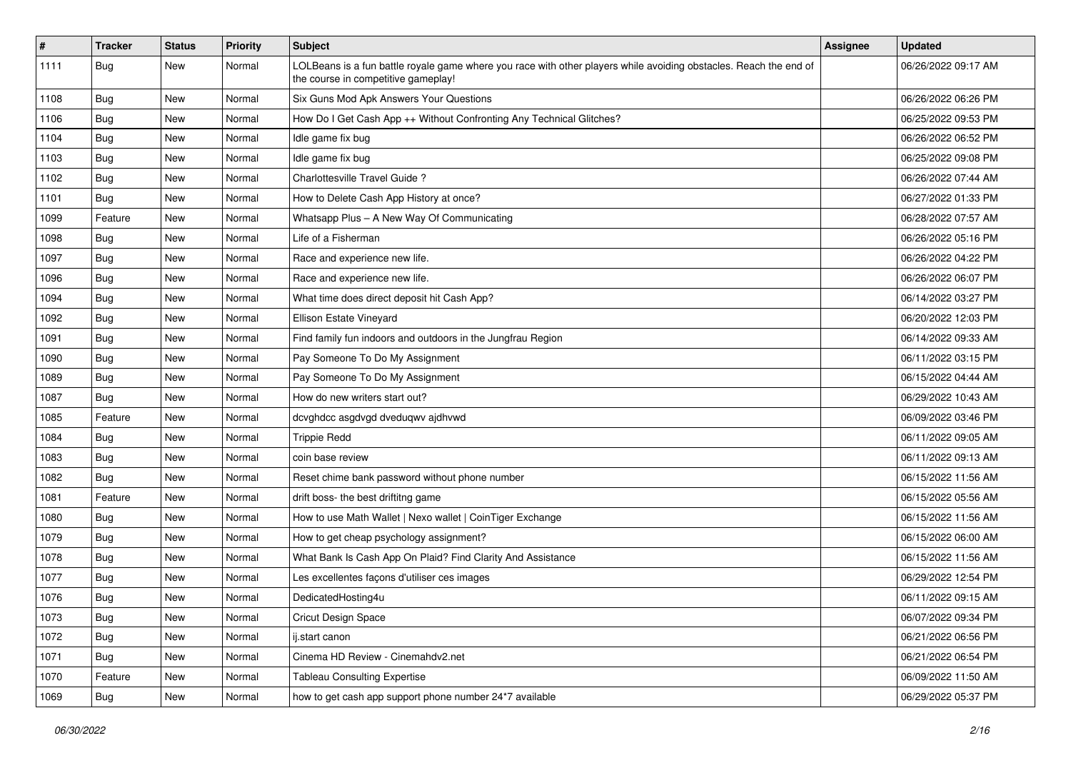| # | Tracker | Status | Priority | Subject | Assignee | Updated |
|---|---|---|---|---|---|---|
| 1111 | Bug | New | Normal | LOLBeans is a fun battle royale game where you race with other players while avoiding obstacles. Reach the end of the course in competitive gameplay! | | 06/26/2022 09:17 AM |
| 1108 | Bug | New | Normal | Six Guns Mod Apk Answers Your Questions | | 06/26/2022 06:26 PM |
| 1106 | Bug | New | Normal | How Do I Get Cash App ++ Without Confronting Any Technical Glitches? | | 06/25/2022 09:53 PM |
| 1104 | Bug | New | Normal | Idle game fix bug | | 06/26/2022 06:52 PM |
| 1103 | Bug | New | Normal | Idle game fix bug | | 06/25/2022 09:08 PM |
| 1102 | Bug | New | Normal | Charlottesville Travel Guide ? | | 06/26/2022 07:44 AM |
| 1101 | Bug | New | Normal | How to Delete Cash App History at once? | | 06/27/2022 01:33 PM |
| 1099 | Feature | New | Normal | Whatsapp Plus – A New Way Of Communicating | | 06/28/2022 07:57 AM |
| 1098 | Bug | New | Normal | Life of a Fisherman | | 06/26/2022 05:16 PM |
| 1097 | Bug | New | Normal | Race and experience new life. | | 06/26/2022 04:22 PM |
| 1096 | Bug | New | Normal | Race and experience new life. | | 06/26/2022 06:07 PM |
| 1094 | Bug | New | Normal | What time does direct deposit hit Cash App? | | 06/14/2022 03:27 PM |
| 1092 | Bug | New | Normal | Ellison Estate Vineyard | | 06/20/2022 12:03 PM |
| 1091 | Bug | New | Normal | Find family fun indoors and outdoors in the Jungfrau Region | | 06/14/2022 09:33 AM |
| 1090 | Bug | New | Normal | Pay Someone To Do My Assignment | | 06/11/2022 03:15 PM |
| 1089 | Bug | New | Normal | Pay Someone To Do My Assignment | | 06/15/2022 04:44 AM |
| 1087 | Bug | New | Normal | How do new writers start out? | | 06/29/2022 10:43 AM |
| 1085 | Feature | New | Normal | dcvghdcc asgdvgd dveduqwv ajdhvwd | | 06/09/2022 03:46 PM |
| 1084 | Bug | New | Normal | Trippie Redd | | 06/11/2022 09:05 AM |
| 1083 | Bug | New | Normal | coin base review | | 06/11/2022 09:13 AM |
| 1082 | Bug | New | Normal | Reset chime bank password without phone number | | 06/15/2022 11:56 AM |
| 1081 | Feature | New | Normal | drift boss- the best driftitng game | | 06/15/2022 05:56 AM |
| 1080 | Bug | New | Normal | How to use Math Wallet \| Nexo wallet \| CoinTiger Exchange | | 06/15/2022 11:56 AM |
| 1079 | Bug | New | Normal | How to get cheap psychology assignment? | | 06/15/2022 06:00 AM |
| 1078 | Bug | New | Normal | What Bank Is Cash App On Plaid? Find Clarity And Assistance | | 06/15/2022 11:56 AM |
| 1077 | Bug | New | Normal | Les excellentes façons d'utiliser ces images | | 06/29/2022 12:54 PM |
| 1076 | Bug | New | Normal | DedicatedHosting4u | | 06/11/2022 09:15 AM |
| 1073 | Bug | New | Normal | Cricut Design Space | | 06/07/2022 09:34 PM |
| 1072 | Bug | New | Normal | ij.start canon | | 06/21/2022 06:56 PM |
| 1071 | Bug | New | Normal | Cinema HD Review - Cinemahdv2.net | | 06/21/2022 06:54 PM |
| 1070 | Feature | New | Normal | Tableau Consulting Expertise | | 06/09/2022 11:50 AM |
| 1069 | Bug | New | Normal | how to get cash app support phone number 24*7 available | | 06/29/2022 05:37 PM |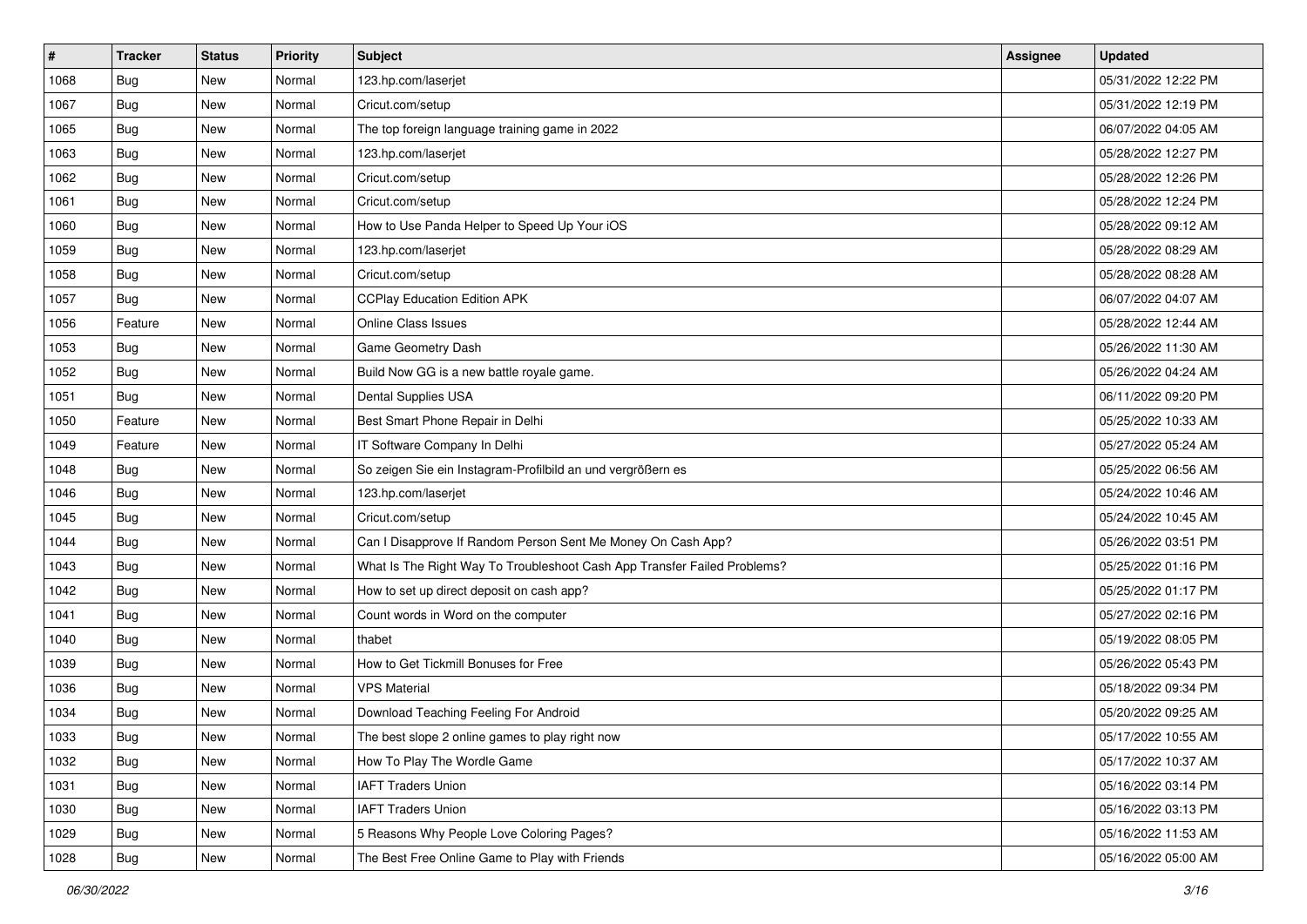| # | Tracker | Status | Priority | Subject | Assignee | Updated |
|---|---|---|---|---|---|---|
| 1068 | Bug | New | Normal | 123.hp.com/laserjet | | 05/31/2022 12:22 PM |
| 1067 | Bug | New | Normal | Cricut.com/setup | | 05/31/2022 12:19 PM |
| 1065 | Bug | New | Normal | The top foreign language training game in 2022 | | 06/07/2022 04:05 AM |
| 1063 | Bug | New | Normal | 123.hp.com/laserjet | | 05/28/2022 12:27 PM |
| 1062 | Bug | New | Normal | Cricut.com/setup | | 05/28/2022 12:26 PM |
| 1061 | Bug | New | Normal | Cricut.com/setup | | 05/28/2022 12:24 PM |
| 1060 | Bug | New | Normal | How to Use Panda Helper to Speed Up Your iOS | | 05/28/2022 09:12 AM |
| 1059 | Bug | New | Normal | 123.hp.com/laserjet | | 05/28/2022 08:29 AM |
| 1058 | Bug | New | Normal | Cricut.com/setup | | 05/28/2022 08:28 AM |
| 1057 | Bug | New | Normal | CCPlay Education Edition APK | | 06/07/2022 04:07 AM |
| 1056 | Feature | New | Normal | Online Class Issues | | 05/28/2022 12:44 AM |
| 1053 | Bug | New | Normal | Game Geometry Dash | | 05/26/2022 11:30 AM |
| 1052 | Bug | New | Normal | Build Now GG is a new battle royale game. | | 05/26/2022 04:24 AM |
| 1051 | Bug | New | Normal | Dental Supplies USA | | 06/11/2022 09:20 PM |
| 1050 | Feature | New | Normal | Best Smart Phone Repair in Delhi | | 05/25/2022 10:33 AM |
| 1049 | Feature | New | Normal | IT Software Company In Delhi | | 05/27/2022 05:24 AM |
| 1048 | Bug | New | Normal | So zeigen Sie ein Instagram-Profilbild an und vergrößern es | | 05/25/2022 06:56 AM |
| 1046 | Bug | New | Normal | 123.hp.com/laserjet | | 05/24/2022 10:46 AM |
| 1045 | Bug | New | Normal | Cricut.com/setup | | 05/24/2022 10:45 AM |
| 1044 | Bug | New | Normal | Can I Disapprove If Random Person Sent Me Money On Cash App? | | 05/26/2022 03:51 PM |
| 1043 | Bug | New | Normal | What Is The Right Way To Troubleshoot Cash App Transfer Failed Problems? | | 05/25/2022 01:16 PM |
| 1042 | Bug | New | Normal | How to set up direct deposit on cash app? | | 05/25/2022 01:17 PM |
| 1041 | Bug | New | Normal | Count words in Word on the computer | | 05/27/2022 02:16 PM |
| 1040 | Bug | New | Normal | thabet | | 05/19/2022 08:05 PM |
| 1039 | Bug | New | Normal | How to Get Tickmill Bonuses for Free | | 05/26/2022 05:43 PM |
| 1036 | Bug | New | Normal | VPS Material | | 05/18/2022 09:34 PM |
| 1034 | Bug | New | Normal | Download Teaching Feeling For Android | | 05/20/2022 09:25 AM |
| 1033 | Bug | New | Normal | The best slope 2 online games to play right now | | 05/17/2022 10:55 AM |
| 1032 | Bug | New | Normal | How To Play The Wordle Game | | 05/17/2022 10:37 AM |
| 1031 | Bug | New | Normal | IAFT Traders Union | | 05/16/2022 03:14 PM |
| 1030 | Bug | New | Normal | IAFT Traders Union | | 05/16/2022 03:13 PM |
| 1029 | Bug | New | Normal | 5 Reasons Why People Love Coloring Pages? | | 05/16/2022 11:53 AM |
| 1028 | Bug | New | Normal | The Best Free Online Game to Play with Friends | | 05/16/2022 05:00 AM |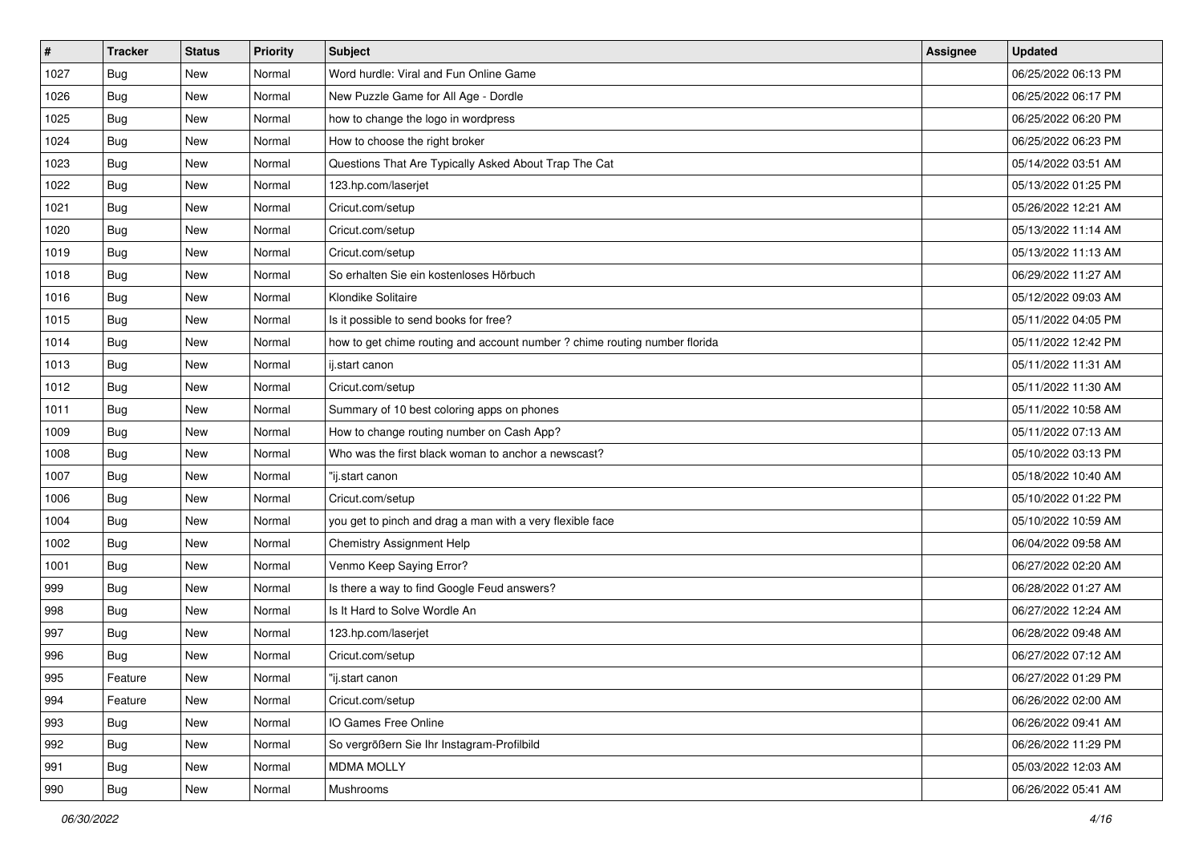| # | Tracker | Status | Priority | Subject | Assignee | Updated |
|---|---|---|---|---|---|---|
| 1027 | Bug | New | Normal | Word hurdle: Viral and Fun Online Game | | 06/25/2022 06:13 PM |
| 1026 | Bug | New | Normal | New Puzzle Game for All Age - Dordle | | 06/25/2022 06:17 PM |
| 1025 | Bug | New | Normal | how to change the logo in wordpress | | 06/25/2022 06:20 PM |
| 1024 | Bug | New | Normal | How to choose the right broker | | 06/25/2022 06:23 PM |
| 1023 | Bug | New | Normal | Questions That Are Typically Asked About Trap The Cat | | 05/14/2022 03:51 AM |
| 1022 | Bug | New | Normal | 123.hp.com/laserjet | | 05/13/2022 01:25 PM |
| 1021 | Bug | New | Normal | Cricut.com/setup | | 05/26/2022 12:21 AM |
| 1020 | Bug | New | Normal | Cricut.com/setup | | 05/13/2022 11:14 AM |
| 1019 | Bug | New | Normal | Cricut.com/setup | | 05/13/2022 11:13 AM |
| 1018 | Bug | New | Normal | So erhalten Sie ein kostenloses Hörbuch | | 06/29/2022 11:27 AM |
| 1016 | Bug | New | Normal | Klondike Solitaire | | 05/12/2022 09:03 AM |
| 1015 | Bug | New | Normal | Is it possible to send books for free? | | 05/11/2022 04:05 PM |
| 1014 | Bug | New | Normal | how to get chime routing and account number ? chime routing number florida | | 05/11/2022 12:42 PM |
| 1013 | Bug | New | Normal | ij.start canon | | 05/11/2022 11:31 AM |
| 1012 | Bug | New | Normal | Cricut.com/setup | | 05/11/2022 11:30 AM |
| 1011 | Bug | New | Normal | Summary of 10 best coloring apps on phones | | 05/11/2022 10:58 AM |
| 1009 | Bug | New | Normal | How to change routing number on Cash App? | | 05/11/2022 07:13 AM |
| 1008 | Bug | New | Normal | Who was the first black woman to anchor a newscast? | | 05/10/2022 03:13 PM |
| 1007 | Bug | New | Normal | "ij.start canon | | 05/18/2022 10:40 AM |
| 1006 | Bug | New | Normal | Cricut.com/setup | | 05/10/2022 01:22 PM |
| 1004 | Bug | New | Normal | you get to pinch and drag a man with a very flexible face | | 05/10/2022 10:59 AM |
| 1002 | Bug | New | Normal | Chemistry Assignment Help | | 06/04/2022 09:58 AM |
| 1001 | Bug | New | Normal | Venmo Keep Saying Error? | | 06/27/2022 02:20 AM |
| 999 | Bug | New | Normal | Is there a way to find Google Feud answers? | | 06/28/2022 01:27 AM |
| 998 | Bug | New | Normal | Is It Hard to Solve Wordle An | | 06/27/2022 12:24 AM |
| 997 | Bug | New | Normal | 123.hp.com/laserjet | | 06/28/2022 09:48 AM |
| 996 | Bug | New | Normal | Cricut.com/setup | | 06/27/2022 07:12 AM |
| 995 | Feature | New | Normal | "ij.start canon | | 06/27/2022 01:29 PM |
| 994 | Feature | New | Normal | Cricut.com/setup | | 06/26/2022 02:00 AM |
| 993 | Bug | New | Normal | IO Games Free Online | | 06/26/2022 09:41 AM |
| 992 | Bug | New | Normal | So vergrößern Sie Ihr Instagram-Profilbild | | 06/26/2022 11:29 PM |
| 991 | Bug | New | Normal | MDMA MOLLY | | 05/03/2022 12:03 AM |
| 990 | Bug | New | Normal | Mushrooms | | 06/26/2022 05:41 AM |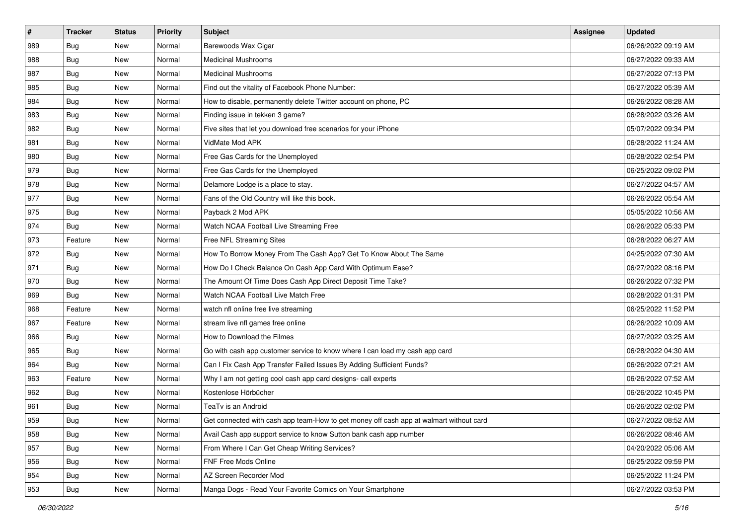| # | Tracker | Status | Priority | Subject | Assignee | Updated |
|---|---|---|---|---|---|---|
| 989 | Bug | New | Normal | Barewoods Wax Cigar | | 06/26/2022 09:19 AM |
| 988 | Bug | New | Normal | Medicinal Mushrooms | | 06/27/2022 09:33 AM |
| 987 | Bug | New | Normal | Medicinal Mushrooms | | 06/27/2022 07:13 PM |
| 985 | Bug | New | Normal | Find out the vitality of Facebook Phone Number: | | 06/27/2022 05:39 AM |
| 984 | Bug | New | Normal | How to disable, permanently delete Twitter account on phone, PC | | 06/26/2022 08:28 AM |
| 983 | Bug | New | Normal | Finding issue in tekken 3 game? | | 06/28/2022 03:26 AM |
| 982 | Bug | New | Normal | Five sites that let you download free scenarios for your iPhone | | 05/07/2022 09:34 PM |
| 981 | Bug | New | Normal | VidMate Mod APK | | 06/28/2022 11:24 AM |
| 980 | Bug | New | Normal | Free Gas Cards for the Unemployed | | 06/28/2022 02:54 PM |
| 979 | Bug | New | Normal | Free Gas Cards for the Unemployed | | 06/25/2022 09:02 PM |
| 978 | Bug | New | Normal | Delamore Lodge is a place to stay. | | 06/27/2022 04:57 AM |
| 977 | Bug | New | Normal | Fans of the Old Country will like this book. | | 06/26/2022 05:54 AM |
| 975 | Bug | New | Normal | Payback 2 Mod APK | | 05/05/2022 10:56 AM |
| 974 | Bug | New | Normal | Watch NCAA Football Live Streaming Free | | 06/26/2022 05:33 PM |
| 973 | Feature | New | Normal | Free NFL Streaming Sites | | 06/28/2022 06:27 AM |
| 972 | Bug | New | Normal | How To Borrow Money From The Cash App? Get To Know About The Same | | 04/25/2022 07:30 AM |
| 971 | Bug | New | Normal | How Do I Check Balance On Cash App Card With Optimum Ease? | | 06/27/2022 08:16 PM |
| 970 | Bug | New | Normal | The Amount Of Time Does Cash App Direct Deposit Time Take? | | 06/26/2022 07:32 PM |
| 969 | Bug | New | Normal | Watch NCAA Football Live Match Free | | 06/28/2022 01:31 PM |
| 968 | Feature | New | Normal | watch nfl online free live streaming | | 06/25/2022 11:52 PM |
| 967 | Feature | New | Normal | stream live nfl games free online | | 06/26/2022 10:09 AM |
| 966 | Bug | New | Normal | How to Download the Filmes | | 06/27/2022 03:25 AM |
| 965 | Bug | New | Normal | Go with cash app customer service to know where I can load my cash app card | | 06/28/2022 04:30 AM |
| 964 | Bug | New | Normal | Can I Fix Cash App Transfer Failed Issues By Adding Sufficient Funds? | | 06/26/2022 07:21 AM |
| 963 | Feature | New | Normal | Why I am not getting cool cash app card designs- call experts | | 06/26/2022 07:52 AM |
| 962 | Bug | New | Normal | Kostenlose Hörbücher | | 06/26/2022 10:45 PM |
| 961 | Bug | New | Normal | TeaTv is an Android | | 06/26/2022 02:02 PM |
| 959 | Bug | New | Normal | Get connected with cash app team-How to get money off cash app at walmart without card | | 06/27/2022 08:52 AM |
| 958 | Bug | New | Normal | Avail Cash app support service to know Sutton bank cash app number | | 06/26/2022 08:46 AM |
| 957 | Bug | New | Normal | From Where I Can Get Cheap Writing Services? | | 04/20/2022 05:06 AM |
| 956 | Bug | New | Normal | FNF Free Mods Online | | 06/25/2022 09:59 PM |
| 954 | Bug | New | Normal | AZ Screen Recorder Mod | | 06/25/2022 11:24 PM |
| 953 | Bug | New | Normal | Manga Dogs - Read Your Favorite Comics on Your Smartphone | | 06/27/2022 03:53 PM |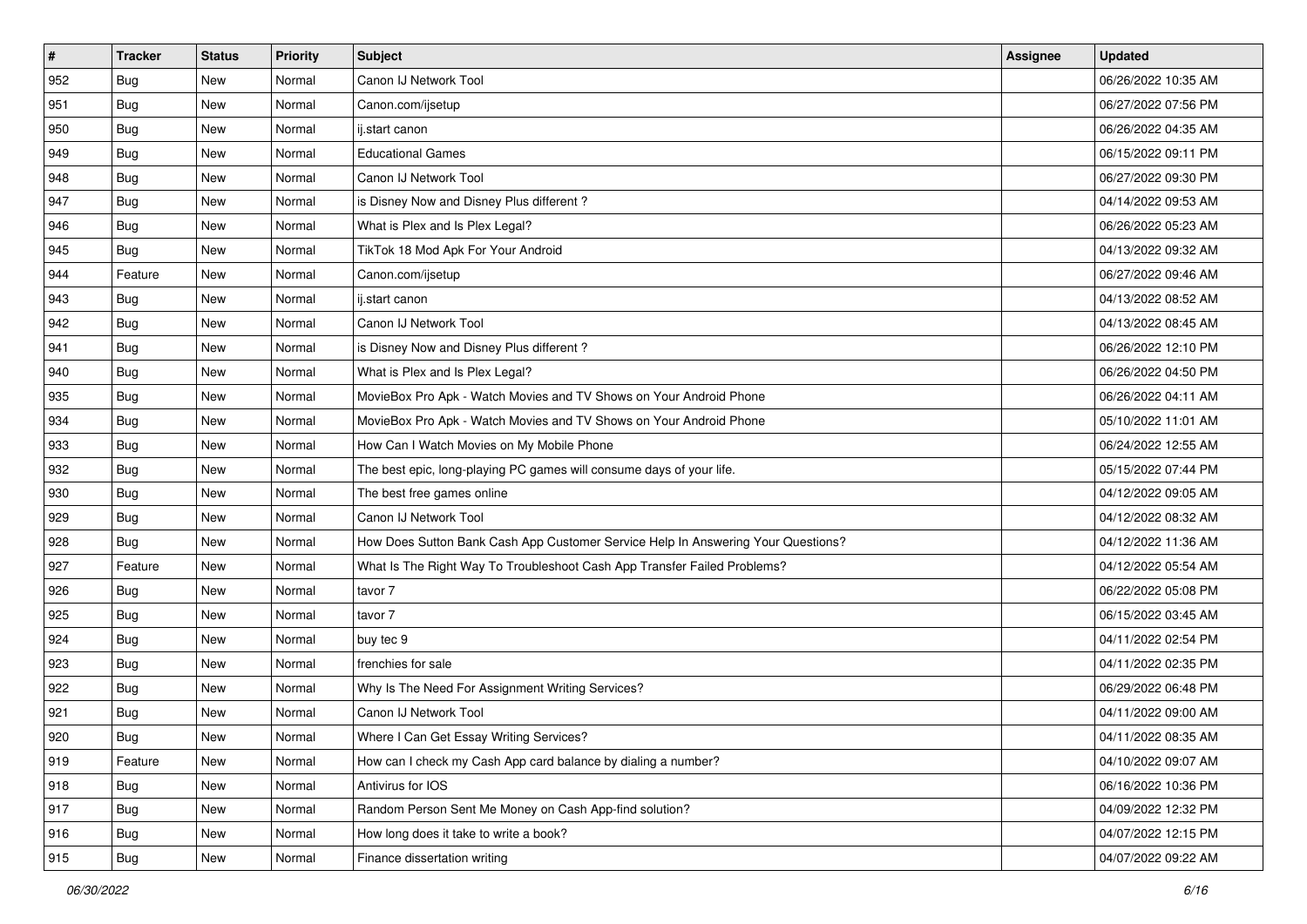| # | Tracker | Status | Priority | Subject | Assignee | Updated |
|---|---|---|---|---|---|---|
| 952 | Bug | New | Normal | Canon IJ Network Tool | | 06/26/2022 10:35 AM |
| 951 | Bug | New | Normal | Canon.com/ijsetup | | 06/27/2022 07:56 PM |
| 950 | Bug | New | Normal | ij.start canon | | 06/26/2022 04:35 AM |
| 949 | Bug | New | Normal | Educational Games | | 06/15/2022 09:11 PM |
| 948 | Bug | New | Normal | Canon IJ Network Tool | | 06/27/2022 09:30 PM |
| 947 | Bug | New | Normal | is Disney Now and Disney Plus different ? | | 04/14/2022 09:53 AM |
| 946 | Bug | New | Normal | What is Plex and Is Plex Legal? | | 06/26/2022 05:23 AM |
| 945 | Bug | New | Normal | TikTok 18 Mod Apk For Your Android | | 04/13/2022 09:32 AM |
| 944 | Feature | New | Normal | Canon.com/ijsetup | | 06/27/2022 09:46 AM |
| 943 | Bug | New | Normal | ij.start canon | | 04/13/2022 08:52 AM |
| 942 | Bug | New | Normal | Canon IJ Network Tool | | 04/13/2022 08:45 AM |
| 941 | Bug | New | Normal | is Disney Now and Disney Plus different ? | | 06/26/2022 12:10 PM |
| 940 | Bug | New | Normal | What is Plex and Is Plex Legal? | | 06/26/2022 04:50 PM |
| 935 | Bug | New | Normal | MovieBox Pro Apk - Watch Movies and TV Shows on Your Android Phone | | 06/26/2022 04:11 AM |
| 934 | Bug | New | Normal | MovieBox Pro Apk - Watch Movies and TV Shows on Your Android Phone | | 05/10/2022 11:01 AM |
| 933 | Bug | New | Normal | How Can I Watch Movies on My Mobile Phone | | 06/24/2022 12:55 AM |
| 932 | Bug | New | Normal | The best epic, long-playing PC games will consume days of your life. | | 05/15/2022 07:44 PM |
| 930 | Bug | New | Normal | The best free games online | | 04/12/2022 09:05 AM |
| 929 | Bug | New | Normal | Canon IJ Network Tool | | 04/12/2022 08:32 AM |
| 928 | Bug | New | Normal | How Does Sutton Bank Cash App Customer Service Help In Answering Your Questions? | | 04/12/2022 11:36 AM |
| 927 | Feature | New | Normal | What Is The Right Way To Troubleshoot Cash App Transfer Failed Problems? | | 04/12/2022 05:54 AM |
| 926 | Bug | New | Normal | tavor 7 | | 06/22/2022 05:08 PM |
| 925 | Bug | New | Normal | tavor 7 | | 06/15/2022 03:45 AM |
| 924 | Bug | New | Normal | buy tec 9 | | 04/11/2022 02:54 PM |
| 923 | Bug | New | Normal | frenchies for sale | | 04/11/2022 02:35 PM |
| 922 | Bug | New | Normal | Why Is The Need For Assignment Writing Services? | | 06/29/2022 06:48 PM |
| 921 | Bug | New | Normal | Canon IJ Network Tool | | 04/11/2022 09:00 AM |
| 920 | Bug | New | Normal | Where I Can Get Essay Writing Services? | | 04/11/2022 08:35 AM |
| 919 | Feature | New | Normal | How can I check my Cash App card balance by dialing a number? | | 04/10/2022 09:07 AM |
| 918 | Bug | New | Normal | Antivirus for IOS | | 06/16/2022 10:36 PM |
| 917 | Bug | New | Normal | Random Person Sent Me Money on Cash App-find solution? | | 04/09/2022 12:32 PM |
| 916 | Bug | New | Normal | How long does it take to write a book? | | 04/07/2022 12:15 PM |
| 915 | Bug | New | Normal | Finance dissertation writing | | 04/07/2022 09:22 AM |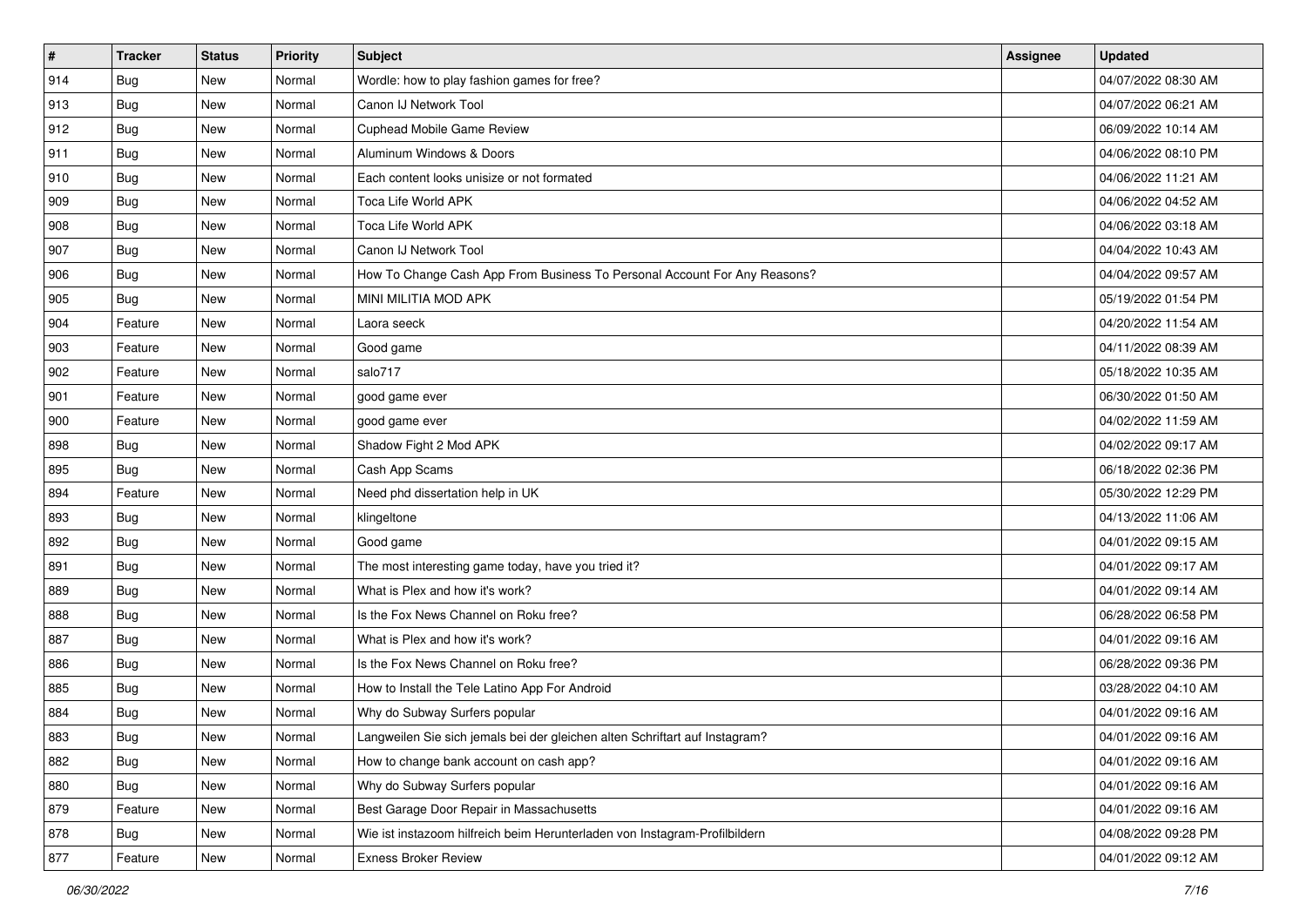| # | Tracker | Status | Priority | Subject | Assignee | Updated |
|---|---|---|---|---|---|---|
| 914 | Bug | New | Normal | Wordle: how to play fashion games for free? | | 04/07/2022 08:30 AM |
| 913 | Bug | New | Normal | Canon IJ Network Tool | | 04/07/2022 06:21 AM |
| 912 | Bug | New | Normal | Cuphead Mobile Game Review | | 06/09/2022 10:14 AM |
| 911 | Bug | New | Normal | Aluminum Windows & Doors | | 04/06/2022 08:10 PM |
| 910 | Bug | New | Normal | Each content looks unisize or not formated | | 04/06/2022 11:21 AM |
| 909 | Bug | New | Normal | Toca Life World APK | | 04/06/2022 04:52 AM |
| 908 | Bug | New | Normal | Toca Life World APK | | 04/06/2022 03:18 AM |
| 907 | Bug | New | Normal | Canon IJ Network Tool | | 04/04/2022 10:43 AM |
| 906 | Bug | New | Normal | How To Change Cash App From Business To Personal Account For Any Reasons? | | 04/04/2022 09:57 AM |
| 905 | Bug | New | Normal | MINI MILITIA MOD APK | | 05/19/2022 01:54 PM |
| 904 | Feature | New | Normal | Laora seeck | | 04/20/2022 11:54 AM |
| 903 | Feature | New | Normal | Good game | | 04/11/2022 08:39 AM |
| 902 | Feature | New | Normal | salo717 | | 05/18/2022 10:35 AM |
| 901 | Feature | New | Normal | good game ever | | 06/30/2022 01:50 AM |
| 900 | Feature | New | Normal | good game ever | | 04/02/2022 11:59 AM |
| 898 | Bug | New | Normal | Shadow Fight 2 Mod APK | | 04/02/2022 09:17 AM |
| 895 | Bug | New | Normal | Cash App Scams | | 06/18/2022 02:36 PM |
| 894 | Feature | New | Normal | Need phd dissertation help in UK | | 05/30/2022 12:29 PM |
| 893 | Bug | New | Normal | klingeltone | | 04/13/2022 11:06 AM |
| 892 | Bug | New | Normal | Good game | | 04/01/2022 09:15 AM |
| 891 | Bug | New | Normal | The most interesting game today, have you tried it? | | 04/01/2022 09:17 AM |
| 889 | Bug | New | Normal | What is Plex and how it's work? | | 04/01/2022 09:14 AM |
| 888 | Bug | New | Normal | Is the Fox News Channel on Roku free? | | 06/28/2022 06:58 PM |
| 887 | Bug | New | Normal | What is Plex and how it's work? | | 04/01/2022 09:16 AM |
| 886 | Bug | New | Normal | Is the Fox News Channel on Roku free? | | 06/28/2022 09:36 PM |
| 885 | Bug | New | Normal | How to Install the Tele Latino App For Android | | 03/28/2022 04:10 AM |
| 884 | Bug | New | Normal | Why do Subway Surfers popular | | 04/01/2022 09:16 AM |
| 883 | Bug | New | Normal | Langweilen Sie sich jemals bei der gleichen alten Schriftart auf Instagram? | | 04/01/2022 09:16 AM |
| 882 | Bug | New | Normal | How to change bank account on cash app? | | 04/01/2022 09:16 AM |
| 880 | Bug | New | Normal | Why do Subway Surfers popular | | 04/01/2022 09:16 AM |
| 879 | Feature | New | Normal | Best Garage Door Repair in Massachusetts | | 04/01/2022 09:16 AM |
| 878 | Bug | New | Normal | Wie ist instazoom hilfreich beim Herunterladen von Instagram-Profilbildern | | 04/08/2022 09:28 PM |
| 877 | Feature | New | Normal | Exness Broker Review | | 04/01/2022 09:12 AM |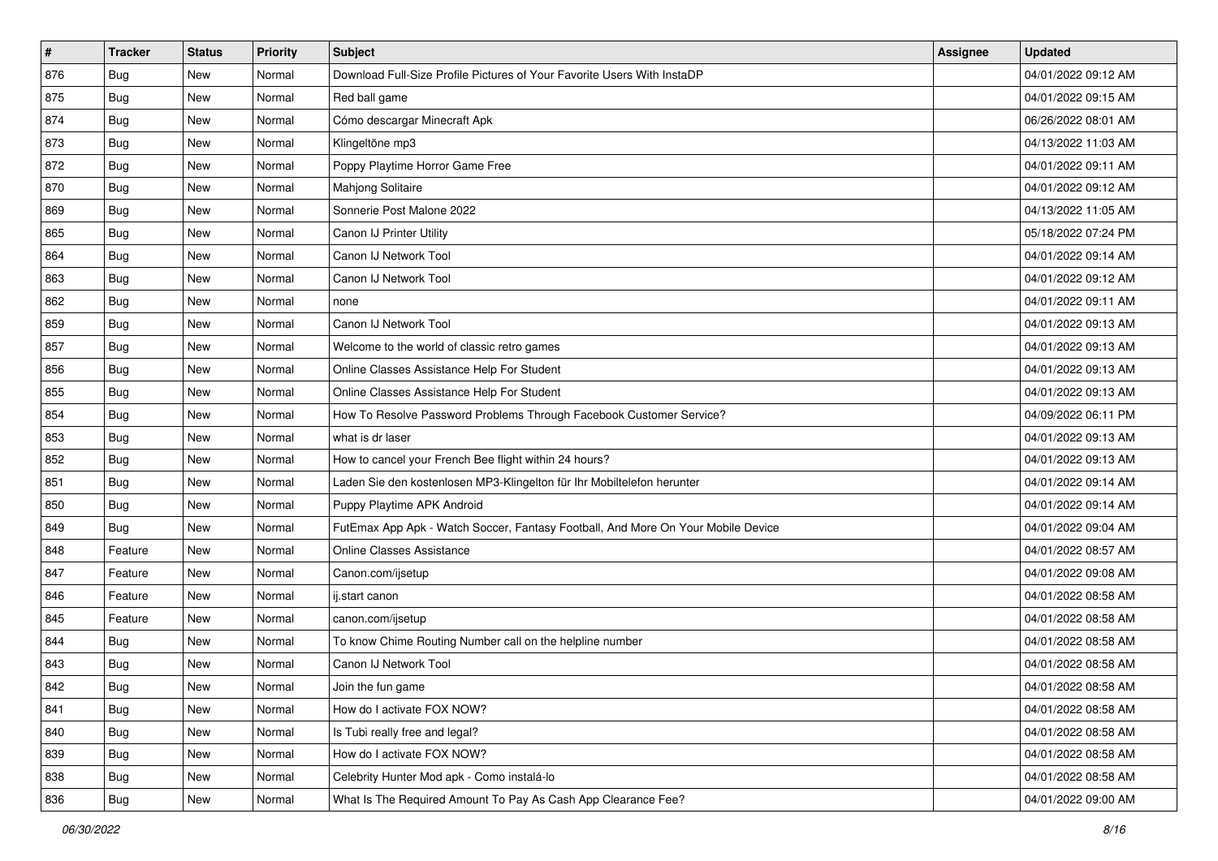| # | Tracker | Status | Priority | Subject | Assignee | Updated |
|---|---|---|---|---|---|---|
| 876 | Bug | New | Normal | Download Full-Size Profile Pictures of Your Favorite Users With InstaDP | | 04/01/2022 09:12 AM |
| 875 | Bug | New | Normal | Red ball game | | 04/01/2022 09:15 AM |
| 874 | Bug | New | Normal | Cómo descargar Minecraft Apk | | 06/26/2022 08:01 AM |
| 873 | Bug | New | Normal | Klingeltöne mp3 | | 04/13/2022 11:03 AM |
| 872 | Bug | New | Normal | Poppy Playtime Horror Game Free | | 04/01/2022 09:11 AM |
| 870 | Bug | New | Normal | Mahjong Solitaire | | 04/01/2022 09:12 AM |
| 869 | Bug | New | Normal | Sonnerie Post Malone 2022 | | 04/13/2022 11:05 AM |
| 865 | Bug | New | Normal | Canon IJ Printer Utility | | 05/18/2022 07:24 PM |
| 864 | Bug | New | Normal | Canon IJ Network Tool | | 04/01/2022 09:14 AM |
| 863 | Bug | New | Normal | Canon IJ Network Tool | | 04/01/2022 09:12 AM |
| 862 | Bug | New | Normal | none | | 04/01/2022 09:11 AM |
| 859 | Bug | New | Normal | Canon IJ Network Tool | | 04/01/2022 09:13 AM |
| 857 | Bug | New | Normal | Welcome to the world of classic retro games | | 04/01/2022 09:13 AM |
| 856 | Bug | New | Normal | Online Classes Assistance Help For Student | | 04/01/2022 09:13 AM |
| 855 | Bug | New | Normal | Online Classes Assistance Help For Student | | 04/01/2022 09:13 AM |
| 854 | Bug | New | Normal | How To Resolve Password Problems Through Facebook Customer Service? | | 04/09/2022 06:11 PM |
| 853 | Bug | New | Normal | what is dr laser | | 04/01/2022 09:13 AM |
| 852 | Bug | New | Normal | How to cancel your French Bee flight within 24 hours? | | 04/01/2022 09:13 AM |
| 851 | Bug | New | Normal | Laden Sie den kostenlosen MP3-Klingelton für Ihr Mobiltelefon herunter | | 04/01/2022 09:14 AM |
| 850 | Bug | New | Normal | Puppy Playtime APK Android | | 04/01/2022 09:14 AM |
| 849 | Bug | New | Normal | FutEmax App Apk - Watch Soccer, Fantasy Football, And More On Your Mobile Device | | 04/01/2022 09:04 AM |
| 848 | Feature | New | Normal | Online Classes Assistance | | 04/01/2022 08:57 AM |
| 847 | Feature | New | Normal | Canon.com/ijsetup | | 04/01/2022 09:08 AM |
| 846 | Feature | New | Normal | ij.start canon | | 04/01/2022 08:58 AM |
| 845 | Feature | New | Normal | canon.com/ijsetup | | 04/01/2022 08:58 AM |
| 844 | Bug | New | Normal | To know Chime Routing Number call on the helpline number | | 04/01/2022 08:58 AM |
| 843 | Bug | New | Normal | Canon IJ Network Tool | | 04/01/2022 08:58 AM |
| 842 | Bug | New | Normal | Join the fun game | | 04/01/2022 08:58 AM |
| 841 | Bug | New | Normal | How do I activate FOX NOW? | | 04/01/2022 08:58 AM |
| 840 | Bug | New | Normal | Is Tubi really free and legal? | | 04/01/2022 08:58 AM |
| 839 | Bug | New | Normal | How do I activate FOX NOW? | | 04/01/2022 08:58 AM |
| 838 | Bug | New | Normal | Celebrity Hunter Mod apk - Como instalá-lo | | 04/01/2022 08:58 AM |
| 836 | Bug | New | Normal | What Is The Required Amount To Pay As Cash App Clearance Fee? | | 04/01/2022 09:00 AM |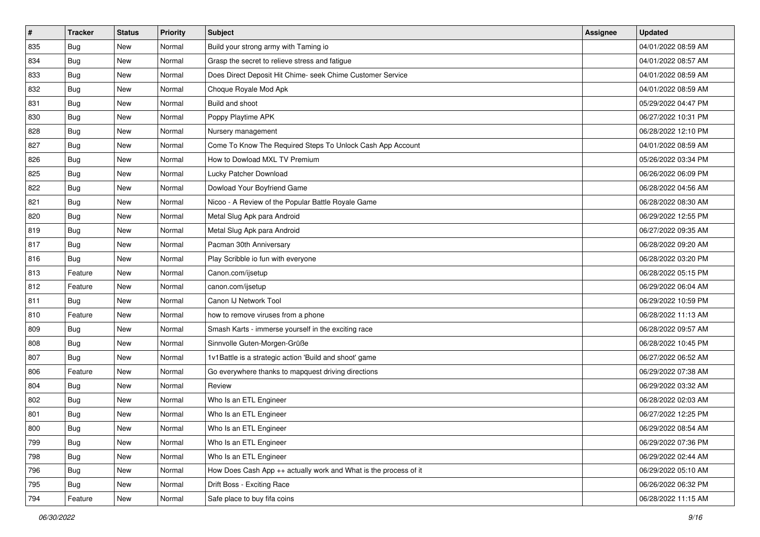| # | Tracker | Status | Priority | Subject | Assignee | Updated |
| --- | --- | --- | --- | --- | --- | --- |
| 835 | Bug | New | Normal | Build your strong army with Taming io | | 04/01/2022 08:59 AM |
| 834 | Bug | New | Normal | Grasp the secret to relieve stress and fatigue | | 04/01/2022 08:57 AM |
| 833 | Bug | New | Normal | Does Direct Deposit Hit Chime- seek Chime Customer Service | | 04/01/2022 08:59 AM |
| 832 | Bug | New | Normal | Choque Royale Mod Apk | | 04/01/2022 08:59 AM |
| 831 | Bug | New | Normal | Build and shoot | | 05/29/2022 04:47 PM |
| 830 | Bug | New | Normal | Poppy Playtime APK | | 06/27/2022 10:31 PM |
| 828 | Bug | New | Normal | Nursery management | | 06/28/2022 12:10 PM |
| 827 | Bug | New | Normal | Come To Know The Required Steps To Unlock Cash App Account | | 04/01/2022 08:59 AM |
| 826 | Bug | New | Normal | How to Dowload MXL TV Premium | | 05/26/2022 03:34 PM |
| 825 | Bug | New | Normal | Lucky Patcher Download | | 06/26/2022 06:09 PM |
| 822 | Bug | New | Normal | Dowload Your Boyfriend Game | | 06/28/2022 04:56 AM |
| 821 | Bug | New | Normal | Nicoo - A Review of the Popular Battle Royale Game | | 06/28/2022 08:30 AM |
| 820 | Bug | New | Normal | Metal Slug Apk para Android | | 06/29/2022 12:55 PM |
| 819 | Bug | New | Normal | Metal Slug Apk para Android | | 06/27/2022 09:35 AM |
| 817 | Bug | New | Normal | Pacman 30th Anniversary | | 06/28/2022 09:20 AM |
| 816 | Bug | New | Normal | Play Scribble io fun with everyone | | 06/28/2022 03:20 PM |
| 813 | Feature | New | Normal | Canon.com/ijsetup | | 06/28/2022 05:15 PM |
| 812 | Feature | New | Normal | canon.com/ijsetup | | 06/29/2022 06:04 AM |
| 811 | Bug | New | Normal | Canon IJ Network Tool | | 06/29/2022 10:59 PM |
| 810 | Feature | New | Normal | how to remove viruses from a phone | | 06/28/2022 11:13 AM |
| 809 | Bug | New | Normal | Smash Karts - immerse yourself in the exciting race | | 06/28/2022 09:57 AM |
| 808 | Bug | New | Normal | Sinnvolle Guten-Morgen-Grüße | | 06/28/2022 10:45 PM |
| 807 | Bug | New | Normal | 1v1Battle is a strategic action 'Build and shoot' game | | 06/27/2022 06:52 AM |
| 806 | Feature | New | Normal | Go everywhere thanks to mapquest driving directions | | 06/29/2022 07:38 AM |
| 804 | Bug | New | Normal | Review | | 06/29/2022 03:32 AM |
| 802 | Bug | New | Normal | Who Is an ETL Engineer | | 06/28/2022 02:03 AM |
| 801 | Bug | New | Normal | Who Is an ETL Engineer | | 06/27/2022 12:25 PM |
| 800 | Bug | New | Normal | Who Is an ETL Engineer | | 06/29/2022 08:54 AM |
| 799 | Bug | New | Normal | Who Is an ETL Engineer | | 06/29/2022 07:36 PM |
| 798 | Bug | New | Normal | Who Is an ETL Engineer | | 06/29/2022 02:44 AM |
| 796 | Bug | New | Normal | How Does Cash App ++ actually work and What is the process of it | | 06/29/2022 05:10 AM |
| 795 | Bug | New | Normal | Drift Boss - Exciting Race | | 06/26/2022 06:32 PM |
| 794 | Feature | New | Normal | Safe place to buy fifa coins | | 06/28/2022 11:15 AM |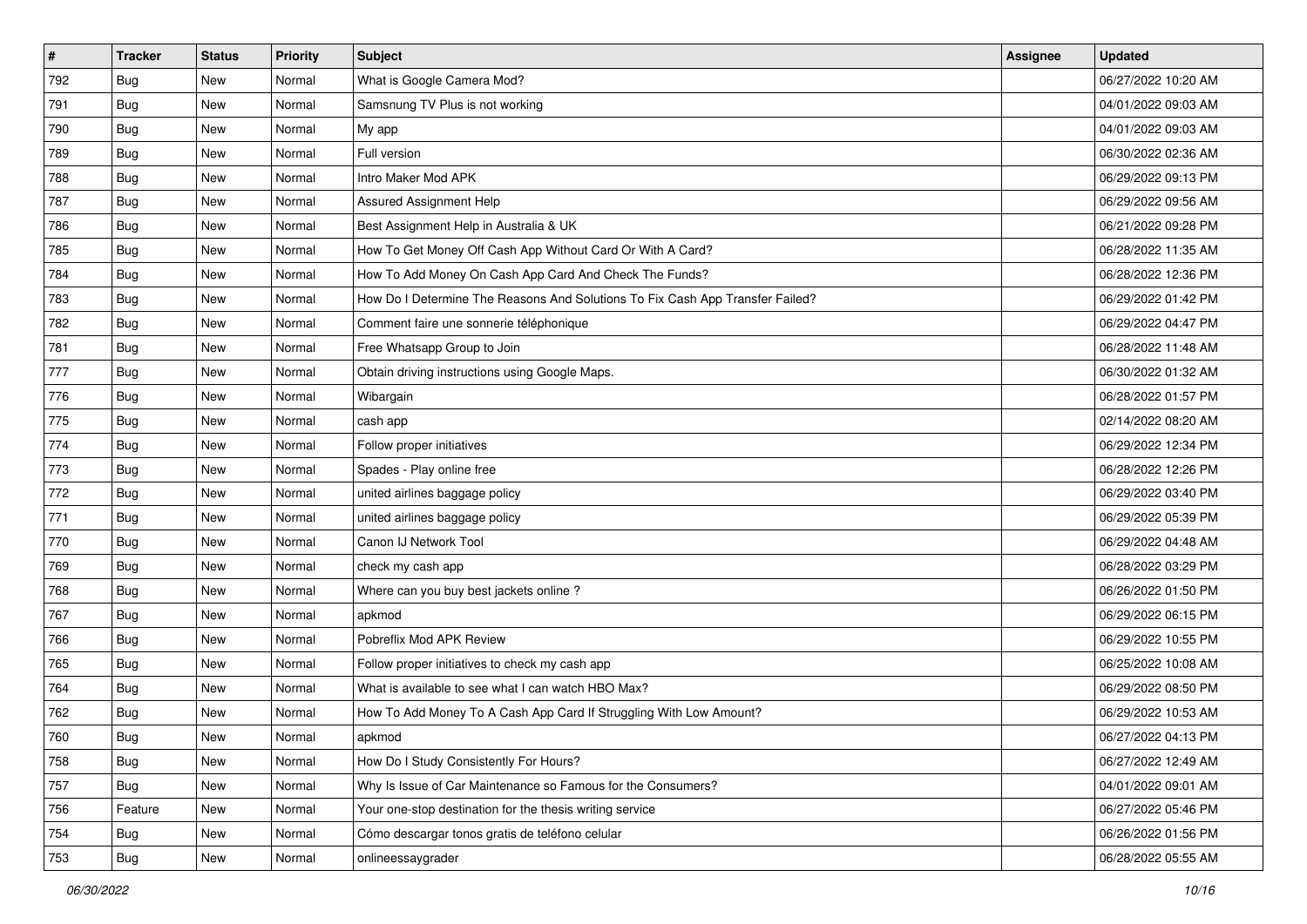| # | Tracker | Status | Priority | Subject | Assignee | Updated |
|---|---|---|---|---|---|---|
| 792 | Bug | New | Normal | What is Google Camera Mod? | | 06/27/2022 10:20 AM |
| 791 | Bug | New | Normal | Samsnung TV Plus is not working | | 04/01/2022 09:03 AM |
| 790 | Bug | New | Normal | My app | | 04/01/2022 09:03 AM |
| 789 | Bug | New | Normal | Full version | | 06/30/2022 02:36 AM |
| 788 | Bug | New | Normal | Intro Maker Mod APK | | 06/29/2022 09:13 PM |
| 787 | Bug | New | Normal | Assured Assignment Help | | 06/29/2022 09:56 AM |
| 786 | Bug | New | Normal | Best Assignment Help in Australia & UK | | 06/21/2022 09:28 PM |
| 785 | Bug | New | Normal | How To Get Money Off Cash App Without Card Or With A Card? | | 06/28/2022 11:35 AM |
| 784 | Bug | New | Normal | How To Add Money On Cash App Card And Check The Funds? | | 06/28/2022 12:36 PM |
| 783 | Bug | New | Normal | How Do I Determine The Reasons And Solutions To Fix Cash App Transfer Failed? | | 06/29/2022 01:42 PM |
| 782 | Bug | New | Normal | Comment faire une sonnerie téléphonique | | 06/29/2022 04:47 PM |
| 781 | Bug | New | Normal | Free Whatsapp Group to Join | | 06/28/2022 11:48 AM |
| 777 | Bug | New | Normal | Obtain driving instructions using Google Maps. | | 06/30/2022 01:32 AM |
| 776 | Bug | New | Normal | Wibargain | | 06/28/2022 01:57 PM |
| 775 | Bug | New | Normal | cash app | | 02/14/2022 08:20 AM |
| 774 | Bug | New | Normal | Follow proper initiatives | | 06/29/2022 12:34 PM |
| 773 | Bug | New | Normal | Spades - Play online free | | 06/28/2022 12:26 PM |
| 772 | Bug | New | Normal | united airlines baggage policy | | 06/29/2022 03:40 PM |
| 771 | Bug | New | Normal | united airlines baggage policy | | 06/29/2022 05:39 PM |
| 770 | Bug | New | Normal | Canon IJ Network Tool | | 06/29/2022 04:48 AM |
| 769 | Bug | New | Normal | check my cash app | | 06/28/2022 03:29 PM |
| 768 | Bug | New | Normal | Where can you buy best jackets online ? | | 06/26/2022 01:50 PM |
| 767 | Bug | New | Normal | apkmod | | 06/29/2022 06:15 PM |
| 766 | Bug | New | Normal | Pobreflix Mod APK Review | | 06/29/2022 10:55 PM |
| 765 | Bug | New | Normal | Follow proper initiatives to check my cash app | | 06/25/2022 10:08 AM |
| 764 | Bug | New | Normal | What is available to see what I can watch HBO Max? | | 06/29/2022 08:50 PM |
| 762 | Bug | New | Normal | How To Add Money To A Cash App Card If Struggling With Low Amount? | | 06/29/2022 10:53 AM |
| 760 | Bug | New | Normal | apkmod | | 06/27/2022 04:13 PM |
| 758 | Bug | New | Normal | How Do I Study Consistently For Hours? | | 06/27/2022 12:49 AM |
| 757 | Bug | New | Normal | Why Is Issue of Car Maintenance so Famous for the Consumers? | | 04/01/2022 09:01 AM |
| 756 | Feature | New | Normal | Your one-stop destination for the thesis writing service | | 06/27/2022 05:46 PM |
| 754 | Bug | New | Normal | Cómo descargar tonos gratis de teléfono celular | | 06/26/2022 01:56 PM |
| 753 | Bug | New | Normal | onlineessaygrader | | 06/28/2022 05:55 AM |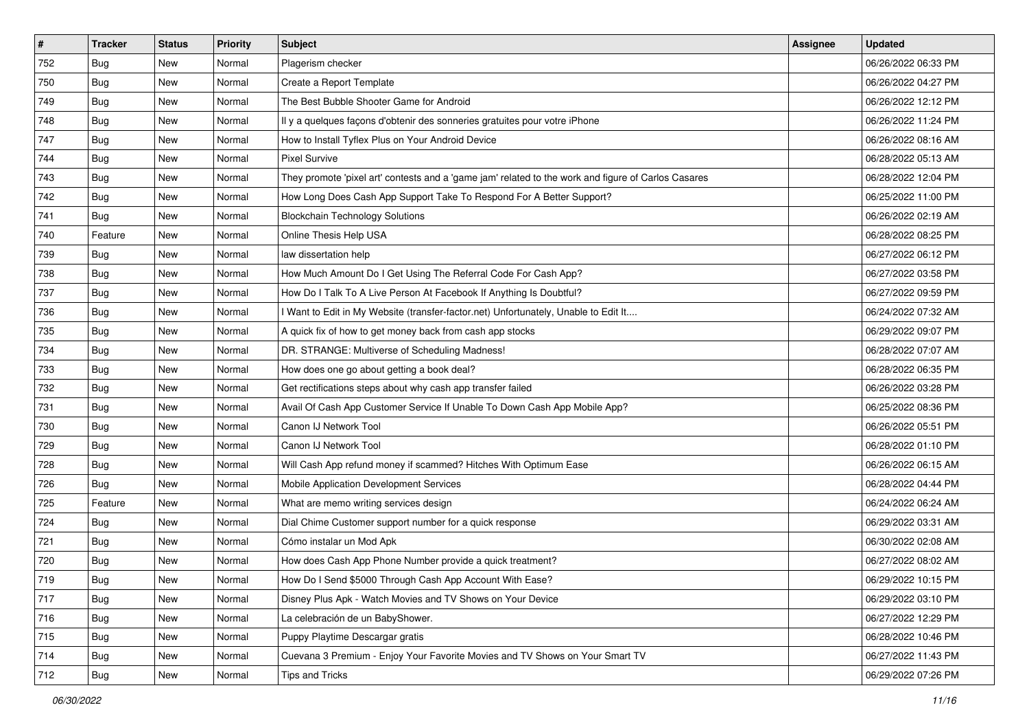| # | Tracker | Status | Priority | Subject | Assignee | Updated |
|---|---|---|---|---|---|---|
| 752 | Bug | New | Normal | Plagerism checker | | 06/26/2022 06:33 PM |
| 750 | Bug | New | Normal | Create a Report Template | | 06/26/2022 04:27 PM |
| 749 | Bug | New | Normal | The Best Bubble Shooter Game for Android | | 06/26/2022 12:12 PM |
| 748 | Bug | New | Normal | Il y a quelques façons d'obtenir des sonneries gratuites pour votre iPhone | | 06/26/2022 11:24 PM |
| 747 | Bug | New | Normal | How to Install Tyflex Plus on Your Android Device | | 06/26/2022 08:16 AM |
| 744 | Bug | New | Normal | Pixel Survive | | 06/28/2022 05:13 AM |
| 743 | Bug | New | Normal | They promote 'pixel art' contests and a 'game jam' related to the work and figure of Carlos Casares | | 06/28/2022 12:04 PM |
| 742 | Bug | New | Normal | How Long Does Cash App Support Take To Respond For A Better Support? | | 06/25/2022 11:00 PM |
| 741 | Bug | New | Normal | Blockchain Technology Solutions | | 06/26/2022 02:19 AM |
| 740 | Feature | New | Normal | Online Thesis Help USA | | 06/28/2022 08:25 PM |
| 739 | Bug | New | Normal | law dissertation help | | 06/27/2022 06:12 PM |
| 738 | Bug | New | Normal | How Much Amount Do I Get Using The Referral Code For Cash App? | | 06/27/2022 03:58 PM |
| 737 | Bug | New | Normal | How Do I Talk To A Live Person At Facebook If Anything Is Doubtful? | | 06/27/2022 09:59 PM |
| 736 | Bug | New | Normal | I Want to Edit in My Website (transfer-factor.net) Unfortunately, Unable to Edit It.... | | 06/24/2022 07:32 AM |
| 735 | Bug | New | Normal | A quick fix of how to get money back from cash app stocks | | 06/29/2022 09:07 PM |
| 734 | Bug | New | Normal | DR. STRANGE: Multiverse of Scheduling Madness! | | 06/28/2022 07:07 AM |
| 733 | Bug | New | Normal | How does one go about getting a book deal? | | 06/28/2022 06:35 PM |
| 732 | Bug | New | Normal | Get rectifications steps about why cash app transfer failed | | 06/26/2022 03:28 PM |
| 731 | Bug | New | Normal | Avail Of Cash App Customer Service If Unable To Down Cash App Mobile App? | | 06/25/2022 08:36 PM |
| 730 | Bug | New | Normal | Canon IJ Network Tool | | 06/26/2022 05:51 PM |
| 729 | Bug | New | Normal | Canon IJ Network Tool | | 06/28/2022 01:10 PM |
| 728 | Bug | New | Normal | Will Cash App refund money if scammed? Hitches With Optimum Ease | | 06/26/2022 06:15 AM |
| 726 | Bug | New | Normal | Mobile Application Development Services | | 06/28/2022 04:44 PM |
| 725 | Feature | New | Normal | What are memo writing services design | | 06/24/2022 06:24 AM |
| 724 | Bug | New | Normal | Dial Chime Customer support number for a quick response | | 06/29/2022 03:31 AM |
| 721 | Bug | New | Normal | Cómo instalar un Mod Apk | | 06/30/2022 02:08 AM |
| 720 | Bug | New | Normal | How does Cash App Phone Number provide a quick treatment? | | 06/27/2022 08:02 AM |
| 719 | Bug | New | Normal | How Do I Send $5000 Through Cash App Account With Ease? | | 06/29/2022 10:15 PM |
| 717 | Bug | New | Normal | Disney Plus Apk - Watch Movies and TV Shows on Your Device | | 06/29/2022 03:10 PM |
| 716 | Bug | New | Normal | La celebración de un BabyShower. | | 06/27/2022 12:29 PM |
| 715 | Bug | New | Normal | Puppy Playtime Descargar gratis | | 06/28/2022 10:46 PM |
| 714 | Bug | New | Normal | Cuevana 3 Premium - Enjoy Your Favorite Movies and TV Shows on Your Smart TV | | 06/27/2022 11:43 PM |
| 712 | Bug | New | Normal | Tips and Tricks | | 06/29/2022 07:26 PM |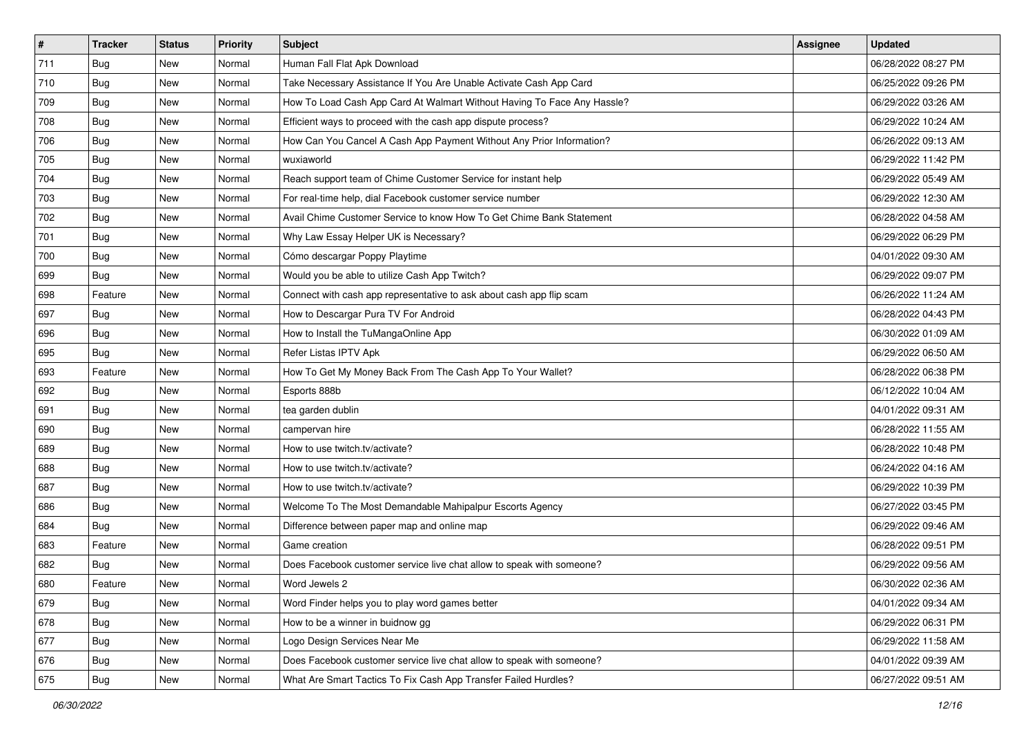| # | Tracker | Status | Priority | Subject | Assignee | Updated |
|---|---|---|---|---|---|---|
| 711 | Bug | New | Normal | Human Fall Flat Apk Download | | 06/28/2022 08:27 PM |
| 710 | Bug | New | Normal | Take Necessary Assistance If You Are Unable Activate Cash App Card | | 06/25/2022 09:26 PM |
| 709 | Bug | New | Normal | How To Load Cash App Card At Walmart Without Having To Face Any Hassle? | | 06/29/2022 03:26 AM |
| 708 | Bug | New | Normal | Efficient ways to proceed with the cash app dispute process? | | 06/29/2022 10:24 AM |
| 706 | Bug | New | Normal | How Can You Cancel A Cash App Payment Without Any Prior Information? | | 06/26/2022 09:13 AM |
| 705 | Bug | New | Normal | wuxiaworld | | 06/29/2022 11:42 PM |
| 704 | Bug | New | Normal | Reach support team of Chime Customer Service for instant help | | 06/29/2022 05:49 AM |
| 703 | Bug | New | Normal | For real-time help, dial Facebook customer service number | | 06/29/2022 12:30 AM |
| 702 | Bug | New | Normal | Avail Chime Customer Service to know How To Get Chime Bank Statement | | 06/28/2022 04:58 AM |
| 701 | Bug | New | Normal | Why Law Essay Helper UK is Necessary? | | 06/29/2022 06:29 PM |
| 700 | Bug | New | Normal | Cómo descargar Poppy Playtime | | 04/01/2022 09:30 AM |
| 699 | Bug | New | Normal | Would you be able to utilize Cash App Twitch? | | 06/29/2022 09:07 PM |
| 698 | Feature | New | Normal | Connect with cash app representative to ask about cash app flip scam | | 06/26/2022 11:24 AM |
| 697 | Bug | New | Normal | How to Descargar Pura TV For Android | | 06/28/2022 04:43 PM |
| 696 | Bug | New | Normal | How to Install the TuMangaOnline App | | 06/30/2022 01:09 AM |
| 695 | Bug | New | Normal | Refer Listas IPTV Apk | | 06/29/2022 06:50 AM |
| 693 | Feature | New | Normal | How To Get My Money Back From The Cash App To Your Wallet? | | 06/28/2022 06:38 PM |
| 692 | Bug | New | Normal | Esports 888b | | 06/12/2022 10:04 AM |
| 691 | Bug | New | Normal | tea garden dublin | | 04/01/2022 09:31 AM |
| 690 | Bug | New | Normal | campervan hire | | 06/28/2022 11:55 AM |
| 689 | Bug | New | Normal | How to use twitch.tv/activate? | | 06/28/2022 10:48 PM |
| 688 | Bug | New | Normal | How to use twitch.tv/activate? | | 06/24/2022 04:16 AM |
| 687 | Bug | New | Normal | How to use twitch.tv/activate? | | 06/29/2022 10:39 PM |
| 686 | Bug | New | Normal | Welcome To The Most Demandable Mahipalpur Escorts Agency | | 06/27/2022 03:45 PM |
| 684 | Bug | New | Normal | Difference between paper map and online map | | 06/29/2022 09:46 AM |
| 683 | Feature | New | Normal | Game creation | | 06/28/2022 09:51 PM |
| 682 | Bug | New | Normal | Does Facebook customer service live chat allow to speak with someone? | | 06/29/2022 09:56 AM |
| 680 | Feature | New | Normal | Word Jewels 2 | | 06/30/2022 02:36 AM |
| 679 | Bug | New | Normal | Word Finder helps you to play word games better | | 04/01/2022 09:34 AM |
| 678 | Bug | New | Normal | How to be a winner in buidnow gg | | 06/29/2022 06:31 PM |
| 677 | Bug | New | Normal | Logo Design Services Near Me | | 06/29/2022 11:58 AM |
| 676 | Bug | New | Normal | Does Facebook customer service live chat allow to speak with someone? | | 04/01/2022 09:39 AM |
| 675 | Bug | New | Normal | What Are Smart Tactics To Fix Cash App Transfer Failed Hurdles? | | 06/27/2022 09:51 AM |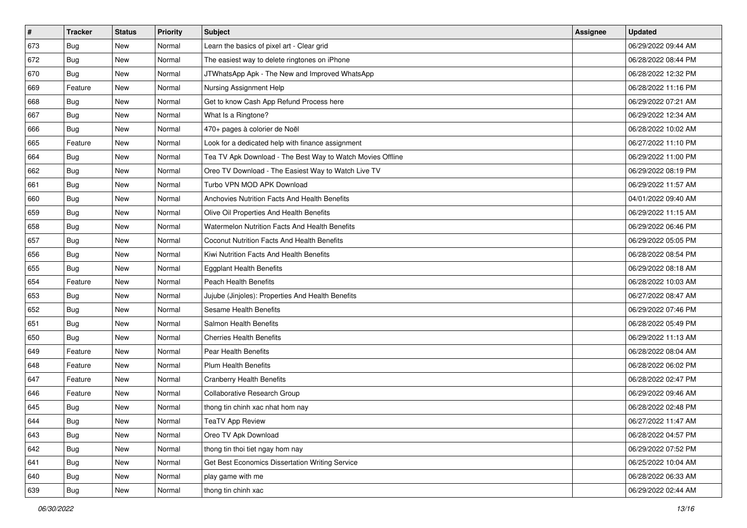| # | Tracker | Status | Priority | Subject | Assignee | Updated |
|---|---|---|---|---|---|---|
| 673 | Bug | New | Normal | Learn the basics of pixel art - Clear grid | | 06/29/2022 09:44 AM |
| 672 | Bug | New | Normal | The easiest way to delete ringtones on iPhone | | 06/28/2022 08:44 PM |
| 670 | Bug | New | Normal | JTWhatsApp Apk - The New and Improved WhatsApp | | 06/28/2022 12:32 PM |
| 669 | Feature | New | Normal | Nursing Assignment Help | | 06/28/2022 11:16 PM |
| 668 | Bug | New | Normal | Get to know Cash App Refund Process here | | 06/29/2022 07:21 AM |
| 667 | Bug | New | Normal | What Is a Ringtone? | | 06/29/2022 12:34 AM |
| 666 | Bug | New | Normal | 470+ pages à colorier de Noël | | 06/28/2022 10:02 AM |
| 665 | Feature | New | Normal | Look for a dedicated help with finance assignment | | 06/27/2022 11:10 PM |
| 664 | Bug | New | Normal | Tea TV Apk Download - The Best Way to Watch Movies Offline | | 06/29/2022 11:00 PM |
| 662 | Bug | New | Normal | Oreo TV Download - The Easiest Way to Watch Live TV | | 06/29/2022 08:19 PM |
| 661 | Bug | New | Normal | Turbo VPN MOD APK Download | | 06/29/2022 11:57 AM |
| 660 | Bug | New | Normal | Anchovies Nutrition Facts And Health Benefits | | 04/01/2022 09:40 AM |
| 659 | Bug | New | Normal | Olive Oil Properties And Health Benefits | | 06/29/2022 11:15 AM |
| 658 | Bug | New | Normal | Watermelon Nutrition Facts And Health Benefits | | 06/29/2022 06:46 PM |
| 657 | Bug | New | Normal | Coconut Nutrition Facts And Health Benefits | | 06/29/2022 05:05 PM |
| 656 | Bug | New | Normal | Kiwi Nutrition Facts And Health Benefits | | 06/28/2022 08:54 PM |
| 655 | Bug | New | Normal | Eggplant Health Benefits | | 06/29/2022 08:18 AM |
| 654 | Feature | New | Normal | Peach Health Benefits | | 06/28/2022 10:03 AM |
| 653 | Bug | New | Normal | Jujube (Jinjoles): Properties And Health Benefits | | 06/27/2022 08:47 AM |
| 652 | Bug | New | Normal | Sesame Health Benefits | | 06/29/2022 07:46 PM |
| 651 | Bug | New | Normal | Salmon Health Benefits | | 06/28/2022 05:49 PM |
| 650 | Bug | New | Normal | Cherries Health Benefits | | 06/29/2022 11:13 AM |
| 649 | Feature | New | Normal | Pear Health Benefits | | 06/28/2022 08:04 AM |
| 648 | Feature | New | Normal | Plum Health Benefits | | 06/28/2022 06:02 PM |
| 647 | Feature | New | Normal | Cranberry Health Benefits | | 06/28/2022 02:47 PM |
| 646 | Feature | New | Normal | Collaborative Research Group | | 06/29/2022 09:46 AM |
| 645 | Bug | New | Normal | thong tin chinh xac nhat hom nay | | 06/28/2022 02:48 PM |
| 644 | Bug | New | Normal | TeaTV App Review | | 06/27/2022 11:47 AM |
| 643 | Bug | New | Normal | Oreo TV Apk Download | | 06/28/2022 04:57 PM |
| 642 | Bug | New | Normal | thong tin thoi tiet ngay hom nay | | 06/29/2022 07:52 PM |
| 641 | Bug | New | Normal | Get Best Economics Dissertation Writing Service | | 06/25/2022 10:04 AM |
| 640 | Bug | New | Normal | play game with me | | 06/28/2022 06:33 AM |
| 639 | Bug | New | Normal | thong tin chinh xac | | 06/29/2022 02:44 AM |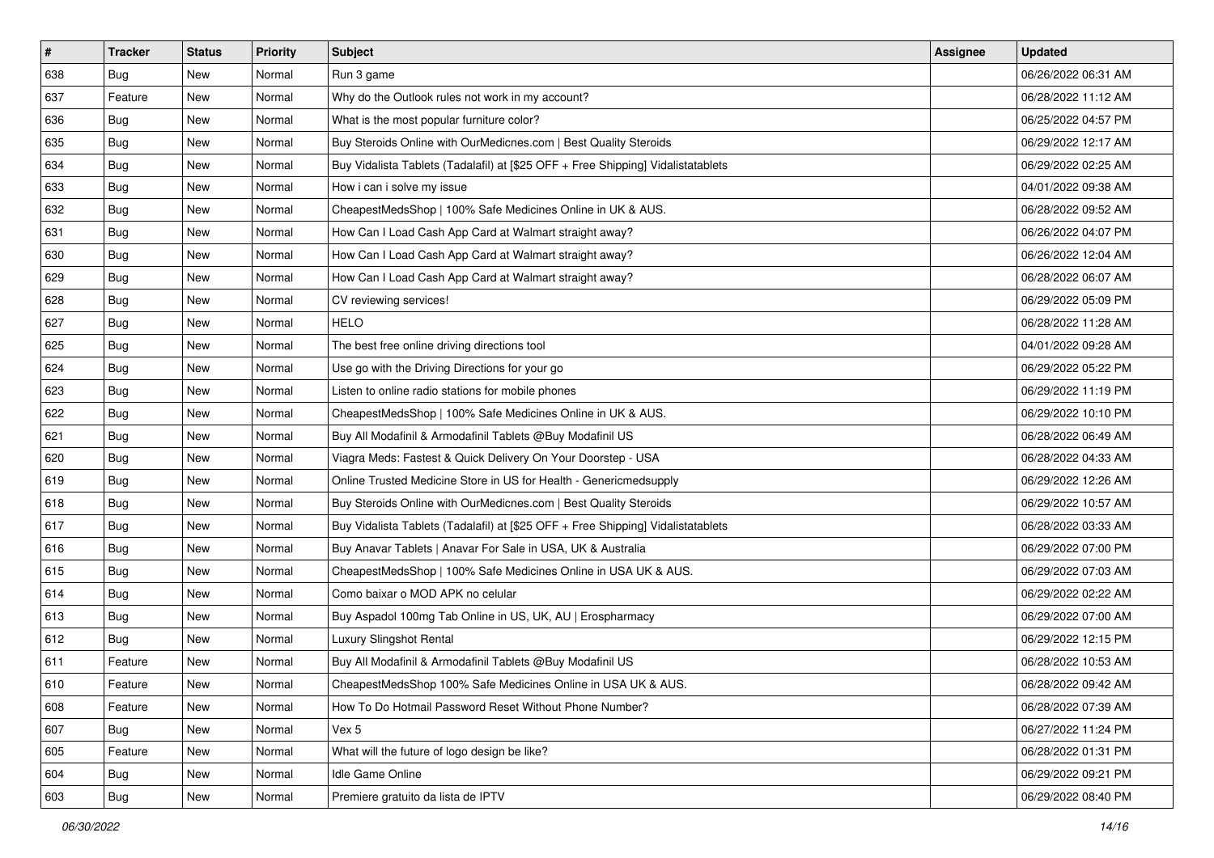| # | Tracker | Status | Priority | Subject | Assignee | Updated |
|---|---|---|---|---|---|---|
| 638 | Bug | New | Normal | Run 3 game | | 06/26/2022 06:31 AM |
| 637 | Feature | New | Normal | Why do the Outlook rules not work in my account? | | 06/28/2022 11:12 AM |
| 636 | Bug | New | Normal | What is the most popular furniture color? | | 06/25/2022 04:57 PM |
| 635 | Bug | New | Normal | Buy Steroids Online with OurMedicnes.com \| Best Quality Steroids | | 06/29/2022 12:17 AM |
| 634 | Bug | New | Normal | Buy Vidalista Tablets (Tadalafil) at [$25 OFF + Free Shipping] Vidalistatablets | | 06/29/2022 02:25 AM |
| 633 | Bug | New | Normal | How i can i solve my issue | | 04/01/2022 09:38 AM |
| 632 | Bug | New | Normal | CheapestMedsShop \| 100% Safe Medicines Online in UK & AUS. | | 06/28/2022 09:52 AM |
| 631 | Bug | New | Normal | How Can I Load Cash App Card at Walmart straight away? | | 06/26/2022 04:07 PM |
| 630 | Bug | New | Normal | How Can I Load Cash App Card at Walmart straight away? | | 06/26/2022 12:04 AM |
| 629 | Bug | New | Normal | How Can I Load Cash App Card at Walmart straight away? | | 06/28/2022 06:07 AM |
| 628 | Bug | New | Normal | CV reviewing services! | | 06/29/2022 05:09 PM |
| 627 | Bug | New | Normal | HELO | | 06/28/2022 11:28 AM |
| 625 | Bug | New | Normal | The best free online driving directions tool | | 04/01/2022 09:28 AM |
| 624 | Bug | New | Normal | Use go with the Driving Directions for your go | | 06/29/2022 05:22 PM |
| 623 | Bug | New | Normal | Listen to online radio stations for mobile phones | | 06/29/2022 11:19 PM |
| 622 | Bug | New | Normal | CheapestMedsShop \| 100% Safe Medicines Online in UK & AUS. | | 06/29/2022 10:10 PM |
| 621 | Bug | New | Normal | Buy All Modafinil & Armodafinil Tablets @Buy Modafinil US | | 06/28/2022 06:49 AM |
| 620 | Bug | New | Normal | Viagra Meds: Fastest & Quick Delivery On Your Doorstep - USA | | 06/28/2022 04:33 AM |
| 619 | Bug | New | Normal | Online Trusted Medicine Store in US for Health - Genericmedsupply | | 06/29/2022 12:26 AM |
| 618 | Bug | New | Normal | Buy Steroids Online with OurMedicnes.com \| Best Quality Steroids | | 06/29/2022 10:57 AM |
| 617 | Bug | New | Normal | Buy Vidalista Tablets (Tadalafil) at [$25 OFF + Free Shipping] Vidalistatablets | | 06/28/2022 03:33 AM |
| 616 | Bug | New | Normal | Buy Anavar Tablets \| Anavar For Sale in USA, UK & Australia | | 06/29/2022 07:00 PM |
| 615 | Bug | New | Normal | CheapestMedsShop \| 100% Safe Medicines Online in USA UK & AUS. | | 06/29/2022 07:03 AM |
| 614 | Bug | New | Normal | Como baixar o MOD APK no celular | | 06/29/2022 02:22 AM |
| 613 | Bug | New | Normal | Buy Aspadol 100mg Tab Online in US, UK, AU \| Erospharmacy | | 06/29/2022 07:00 AM |
| 612 | Bug | New | Normal | Luxury Slingshot Rental | | 06/29/2022 12:15 PM |
| 611 | Feature | New | Normal | Buy All Modafinil & Armodafinil Tablets @Buy Modafinil US | | 06/28/2022 10:53 AM |
| 610 | Feature | New | Normal | CheapestMedsShop 100% Safe Medicines Online in USA UK & AUS. | | 06/28/2022 09:42 AM |
| 608 | Feature | New | Normal | How To Do Hotmail Password Reset Without Phone Number? | | 06/28/2022 07:39 AM |
| 607 | Bug | New | Normal | Vex 5 | | 06/27/2022 11:24 PM |
| 605 | Feature | New | Normal | What will the future of logo design be like? | | 06/28/2022 01:31 PM |
| 604 | Bug | New | Normal | Idle Game Online | | 06/29/2022 09:21 PM |
| 603 | Bug | New | Normal | Premiere gratuito da lista de IPTV | | 06/29/2022 08:40 PM |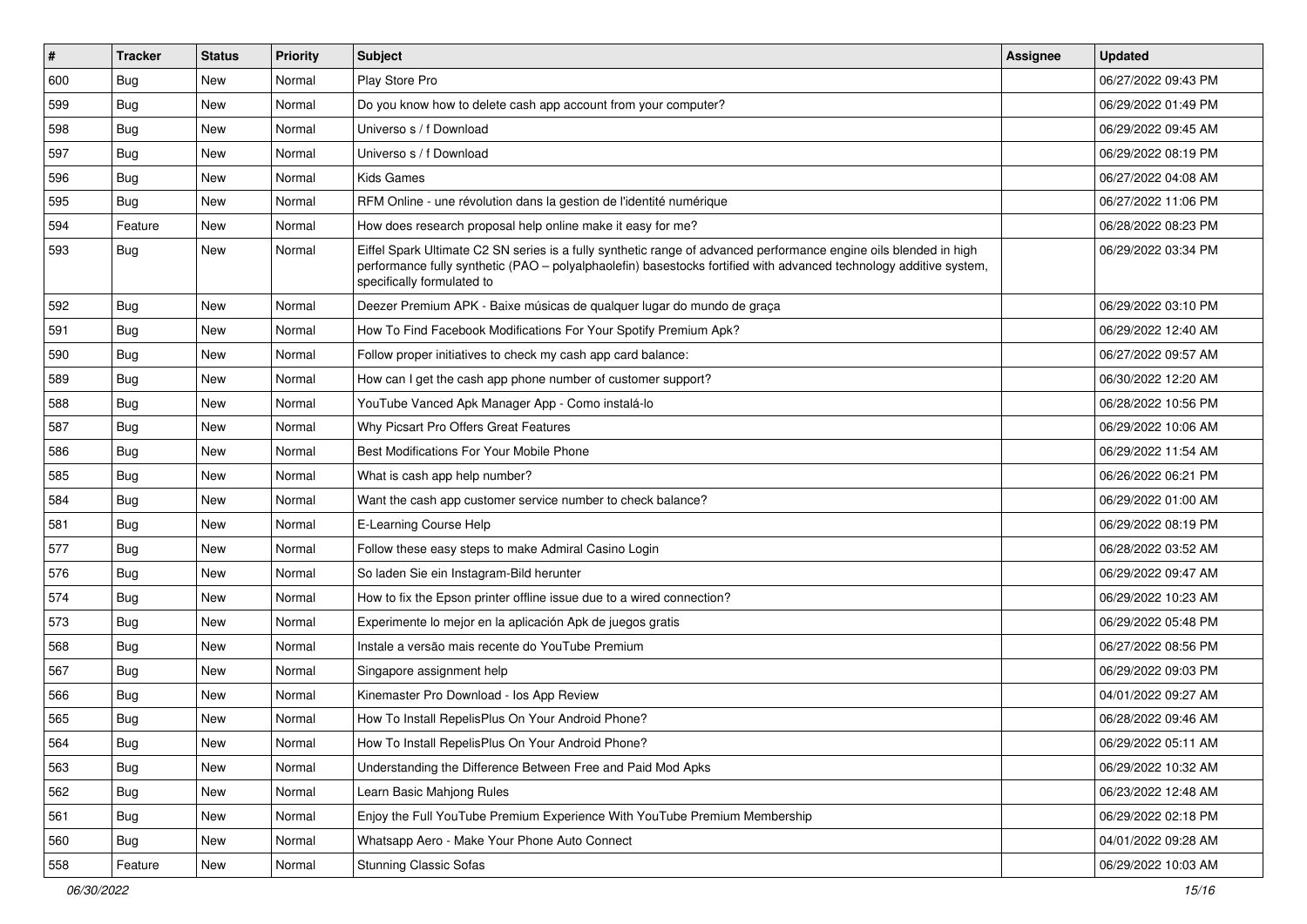| # | Tracker | Status | Priority | Subject | Assignee | Updated |
|---|---|---|---|---|---|---|
| 600 | Bug | New | Normal | Play Store Pro | | 06/27/2022 09:43 PM |
| 599 | Bug | New | Normal | Do you know how to delete cash app account from your computer? | | 06/29/2022 01:49 PM |
| 598 | Bug | New | Normal | Universo s / f Download | | 06/29/2022 09:45 AM |
| 597 | Bug | New | Normal | Universo s / f Download | | 06/29/2022 08:19 PM |
| 596 | Bug | New | Normal | Kids Games | | 06/27/2022 04:08 AM |
| 595 | Bug | New | Normal | RFM Online - une révolution dans la gestion de l'identité numérique | | 06/27/2022 11:06 PM |
| 594 | Feature | New | Normal | How does research proposal help online make it easy for me? | | 06/28/2022 08:23 PM |
| 593 | Bug | New | Normal | Eiffel Spark Ultimate C2 SN series is a fully synthetic range of advanced performance engine oils blended in high performance fully synthetic (PAO – polyalphaolefin) basestocks fortified with advanced technology additive system, specifically formulated to | | 06/29/2022 03:34 PM |
| 592 | Bug | New | Normal | Deezer Premium APK - Baixe músicas de qualquer lugar do mundo de graça | | 06/29/2022 03:10 PM |
| 591 | Bug | New | Normal | How To Find Facebook Modifications For Your Spotify Premium Apk? | | 06/29/2022 12:40 AM |
| 590 | Bug | New | Normal | Follow proper initiatives to check my cash app card balance: | | 06/27/2022 09:57 AM |
| 589 | Bug | New | Normal | How can I get the cash app phone number of customer support? | | 06/30/2022 12:20 AM |
| 588 | Bug | New | Normal | YouTube Vanced Apk Manager App - Como instalá-lo | | 06/28/2022 10:56 PM |
| 587 | Bug | New | Normal | Why Picsart Pro Offers Great Features | | 06/29/2022 10:06 AM |
| 586 | Bug | New | Normal | Best Modifications For Your Mobile Phone | | 06/29/2022 11:54 AM |
| 585 | Bug | New | Normal | What is cash app help number? | | 06/26/2022 06:21 PM |
| 584 | Bug | New | Normal | Want the cash app customer service number to check balance? | | 06/29/2022 01:00 AM |
| 581 | Bug | New | Normal | E-Learning Course Help | | 06/29/2022 08:19 PM |
| 577 | Bug | New | Normal | Follow these easy steps to make Admiral Casino Login | | 06/28/2022 03:52 AM |
| 576 | Bug | New | Normal | So laden Sie ein Instagram-Bild herunter | | 06/29/2022 09:47 AM |
| 574 | Bug | New | Normal | How to fix the Epson printer offline issue due to a wired connection? | | 06/29/2022 10:23 AM |
| 573 | Bug | New | Normal | Experimente lo mejor en la aplicación Apk de juegos gratis | | 06/29/2022 05:48 PM |
| 568 | Bug | New | Normal | Instale a versão mais recente do YouTube Premium | | 06/27/2022 08:56 PM |
| 567 | Bug | New | Normal | Singapore assignment help | | 06/29/2022 09:03 PM |
| 566 | Bug | New | Normal | Kinemaster Pro Download - Ios App Review | | 04/01/2022 09:27 AM |
| 565 | Bug | New | Normal | How To Install RepelisPlus On Your Android Phone? | | 06/28/2022 09:46 AM |
| 564 | Bug | New | Normal | How To Install RepelisPlus On Your Android Phone? | | 06/29/2022 05:11 AM |
| 563 | Bug | New | Normal | Understanding the Difference Between Free and Paid Mod Apks | | 06/29/2022 10:32 AM |
| 562 | Bug | New | Normal | Learn Basic Mahjong Rules | | 06/23/2022 12:48 AM |
| 561 | Bug | New | Normal | Enjoy the Full YouTube Premium Experience With YouTube Premium Membership | | 06/29/2022 02:18 PM |
| 560 | Bug | New | Normal | Whatsapp Aero - Make Your Phone Auto Connect | | 04/01/2022 09:28 AM |
| 558 | Feature | New | Normal | Stunning Classic Sofas | | 06/29/2022 10:03 AM |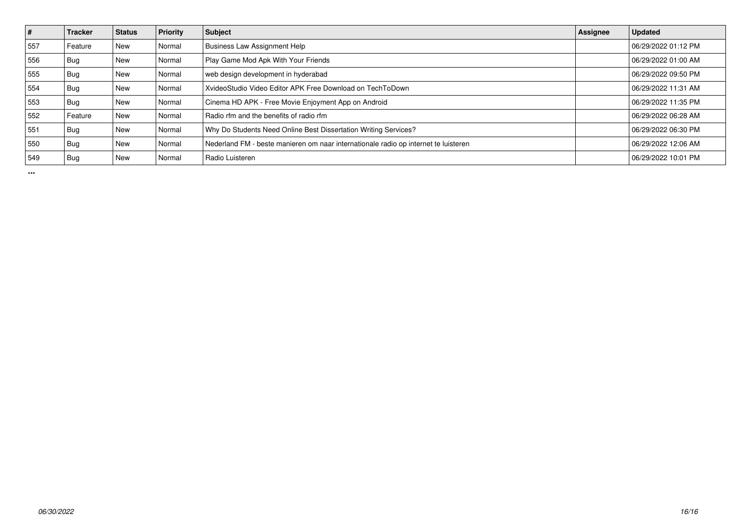| # | Tracker | Status | Priority | Subject | Assignee | Updated |
|---|---|---|---|---|---|---|
| 557 | Feature | New | Normal | Business Law Assignment Help | | 06/29/2022 01:12 PM |
| 556 | Bug | New | Normal | Play Game Mod Apk With Your Friends | | 06/29/2022 01:00 AM |
| 555 | Bug | New | Normal | web design development in hyderabad | | 06/29/2022 09:50 PM |
| 554 | Bug | New | Normal | XvideoStudio Video Editor APK Free Download on TechToDown | | 06/29/2022 11:31 AM |
| 553 | Bug | New | Normal | Cinema HD APK - Free Movie Enjoyment App on Android | | 06/29/2022 11:35 PM |
| 552 | Feature | New | Normal | Radio rfm and the benefits of radio rfm | | 06/29/2022 06:28 AM |
| 551 | Bug | New | Normal | Why Do Students Need Online Best Dissertation Writing Services? | | 06/29/2022 06:30 PM |
| 550 | Bug | New | Normal | Nederland FM - beste manieren om naar internationale radio op internet te luisteren | | 06/29/2022 12:06 AM |
| 549 | Bug | New | Normal | Radio Luisteren | | 06/29/2022 10:01 PM |

...